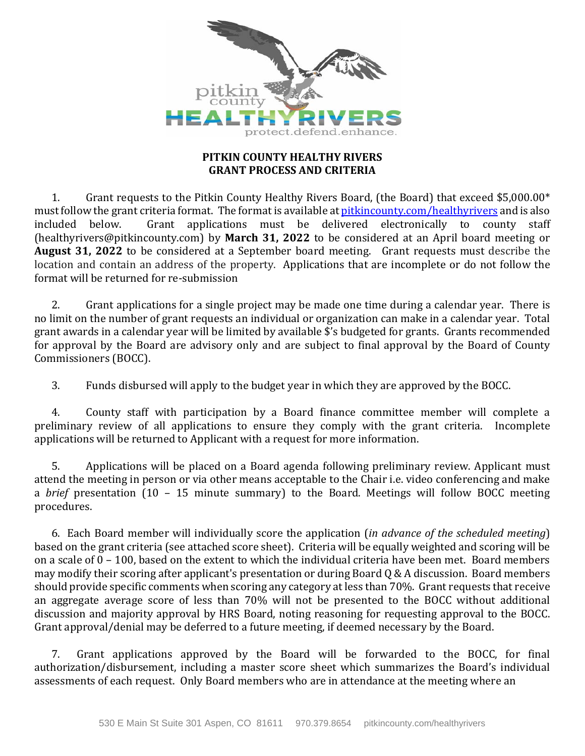## PITKIN COUNTY HEALTHY RIVERS
## GRANT PROCESS AND CRITERIA

1. Grant requests to the Pitkin County Healthy Rivers Board, (the Board) that exceed $5,000.00* must follow the grant criteria format. The format is available at [pitkincounty.com/healthyrivers](pitkincounty.com/healthyrivers) and is also included below. Grant applications must be delivered electronically to county staff (healthyrivers@pitkincounty.com) by **March 31, 2022** to be considered at an April board meeting or **August 31, 2022** to be considered at a September board meeting. Grant requests must describe the location and contain an address of the property. Applications that are incomplete or do not follow the format will be returned for re-submission

2. Grant applications for a single project may be made one time during a calendar year. There is no limit on the number of grant requests an individual or organization can make in a calendar year. Total grant awards in a calendar year will be limited by available $'s budgeted for grants. Grants recommended for approval by the Board are advisory only and are subject to final approval by the Board of County Commissioners (BOCC).

3. Funds disbursed will apply to the budget year in which they are approved by the BOCC.

4. County staff with participation by a Board finance committee member will complete a preliminary review of all applications to ensure they comply with the grant criteria. Incomplete applications will be returned to Applicant with a request for more information.

5. Applications will be placed on a Board agenda following preliminary review. Applicant must attend the meeting in person or via other means acceptable to the Chair i.e. video conferencing and make a *brief* presentation (10 – 15 minute summary) to the Board. Meetings will follow BOCC meeting procedures.

6. Each Board member will individually score the application (*in advance of the scheduled meeting*) based on the grant criteria (see attached score sheet). Criteria will be equally weighted and scoring will be on a scale of 0 – 100, based on the extent to which the individual criteria have been met. Board members may modify their scoring after applicant's presentation or during Board Q & A discussion. Board members should provide specific comments when scoring any category at less than 70%. Grant requests that receive an aggregate average score of less than 70% will not be presented to the BOCC without additional discussion and majority approval by HRS Board, noting reasoning for requesting approval to the BOCC. Grant approval/denial may be deferred to a future meeting, if deemed necessary by the Board.

7. Grant applications approved by the Board will be forwarded to the BOCC, for final authorization/disbursement, including a master score sheet which summarizes the Board's individual assessments of each request. Only Board members who are in attendance at the meeting where an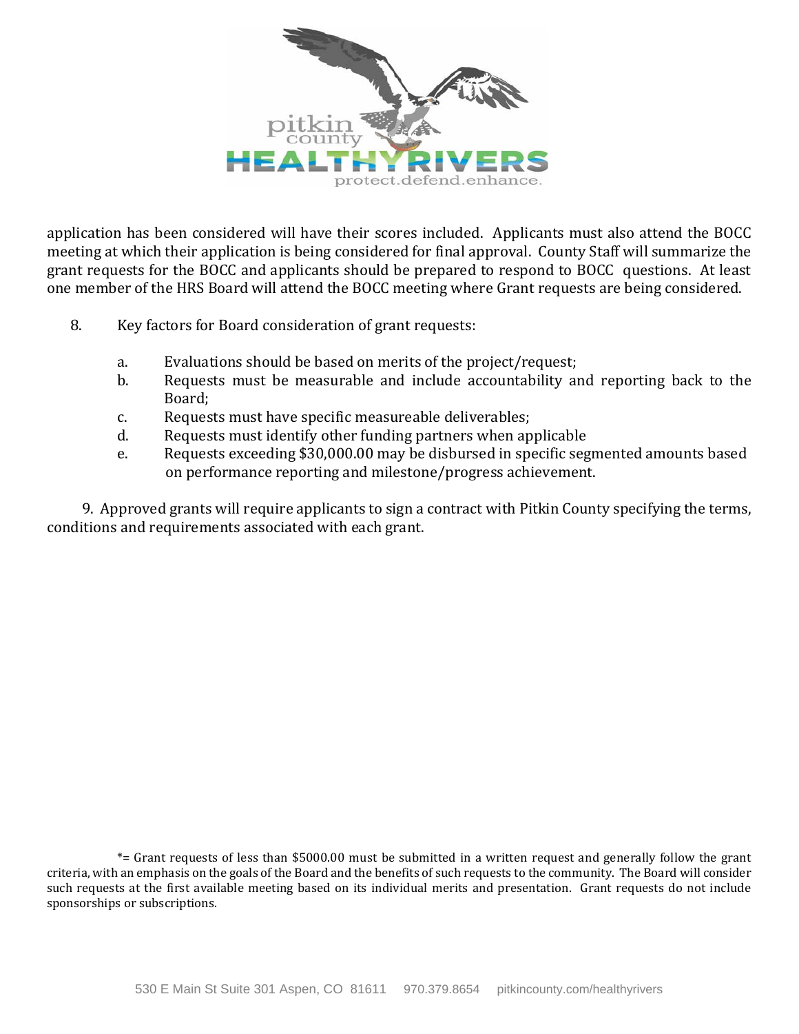application has been considered will have their scores included. Applicants must also attend the BOCC meeting at which their application is being considered for final approval. County Staff will summarize the grant requests for the BOCC and applicants should be prepared to respond to BOCC questions. At least one member of the HRS Board will attend the BOCC meeting where Grant requests are being considered.

8. Key factors for Board consideration of grant requests:

   a. Evaluations should be based on merits of the project/request;
   b. Requests must be measurable and include accountability and reporting back to the Board;
   c. Requests must have specific measureable deliverables;
   d. Requests must identify other funding partners when applicable
   e. Requests exceeding $30,000.00 may be disbursed in specific segmented amounts based on performance reporting and milestone/progress achievement.

9. Approved grants will require applicants to sign a contract with Pitkin County specifying the terms, conditions and requirements associated with each grant.

*= Grant requests of less than $5000.00 must be submitted in a written request and generally follow the grant criteria, with an emphasis on the goals of the Board and the benefits of such requests to the community. The Board will consider such requests at the first available meeting based on its individual merits and presentation. Grant requests do not include sponsorships or subscriptions.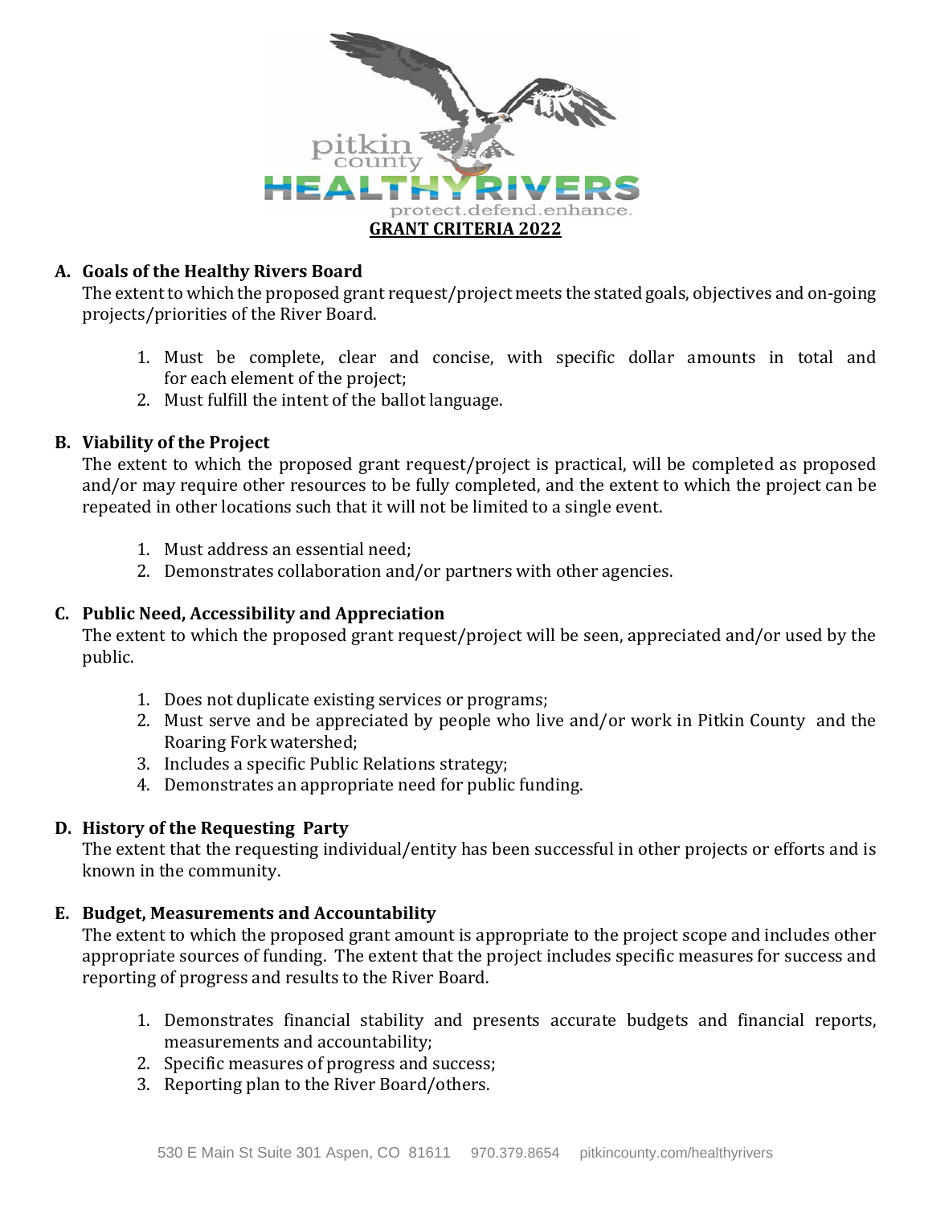# GRANT CRITERIA 2022

**A. Goals of the Healthy Rivers Board**

The extent to which the proposed grant request/project meets the stated goals, objectives and on-going projects/priorities of the River Board.

1. Must be complete, clear and concise, with specific dollar amounts in total and for each element of the project;
2. Must fulfill the intent of the ballot language.

**B. Viability of the Project**

The extent to which the proposed grant request/project is practical, will be completed as proposed and/or may require other resources to be fully completed, and the extent to which the project can be repeated in other locations such that it will not be limited to a single event.

1. Must address an essential need;
2. Demonstrates collaboration and/or partners with other agencies.

**C. Public Need, Accessibility and Appreciation**

The extent to which the proposed grant request/project will be seen, appreciated and/or used by the public.

1. Does not duplicate existing services or programs;
2. Must serve and be appreciated by people who live and/or work in Pitkin County and the Roaring Fork watershed;
3. Includes a specific Public Relations strategy;
4. Demonstrates an appropriate need for public funding.

**D. History of the Requesting Party**

The extent that the requesting individual/entity has been successful in other projects or efforts and is known in the community.

**E. Budget, Measurements and Accountability**

The extent to which the proposed grant amount is appropriate to the project scope and includes other appropriate sources of funding. The extent that the project includes specific measures for success and reporting of progress and results to the River Board.

1. Demonstrates financial stability and presents accurate budgets and financial reports, measurements and accountability;
2. Specific measures of progress and success;
3. Reporting plan to the River Board/others.

530 E Main St Suite 301 Aspen, CO 81611 970.379.8654 pitkincounty.com/healthyrivers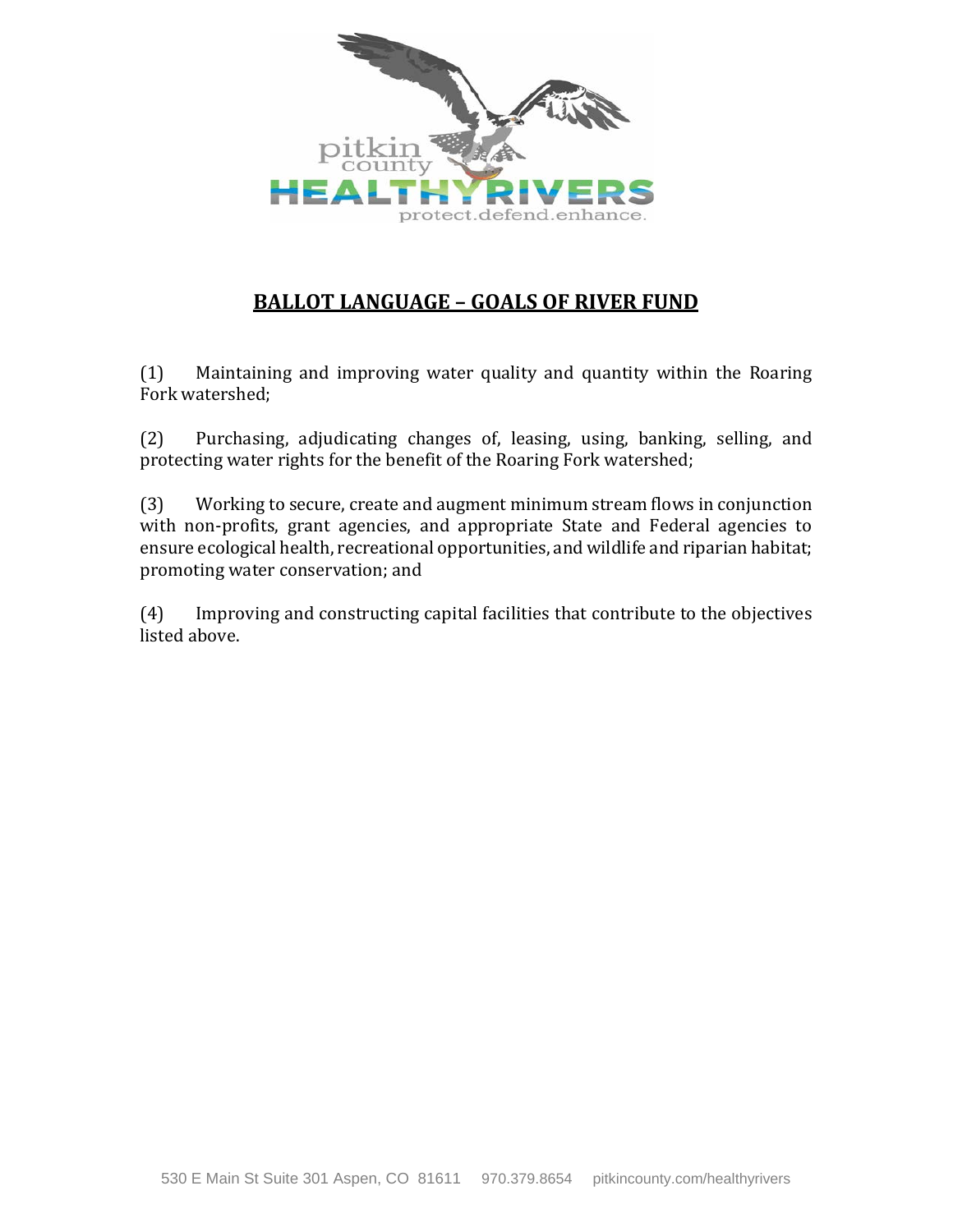## BALLOT LANGUAGE – GOALS OF RIVER FUND

(1) Maintaining and improving water quality and quantity within the Roaring Fork watershed;

(2) Purchasing, adjudicating changes of, leasing, using, banking, selling, and protecting water rights for the benefit of the Roaring Fork watershed;

(3) Working to secure, create and augment minimum stream flows in conjunction with non-profits, grant agencies, and appropriate State and Federal agencies to ensure ecological health, recreational opportunities, and wildlife and riparian habitat; promoting water conservation; and

(4) Improving and constructing capital facilities that contribute to the objectives listed above.